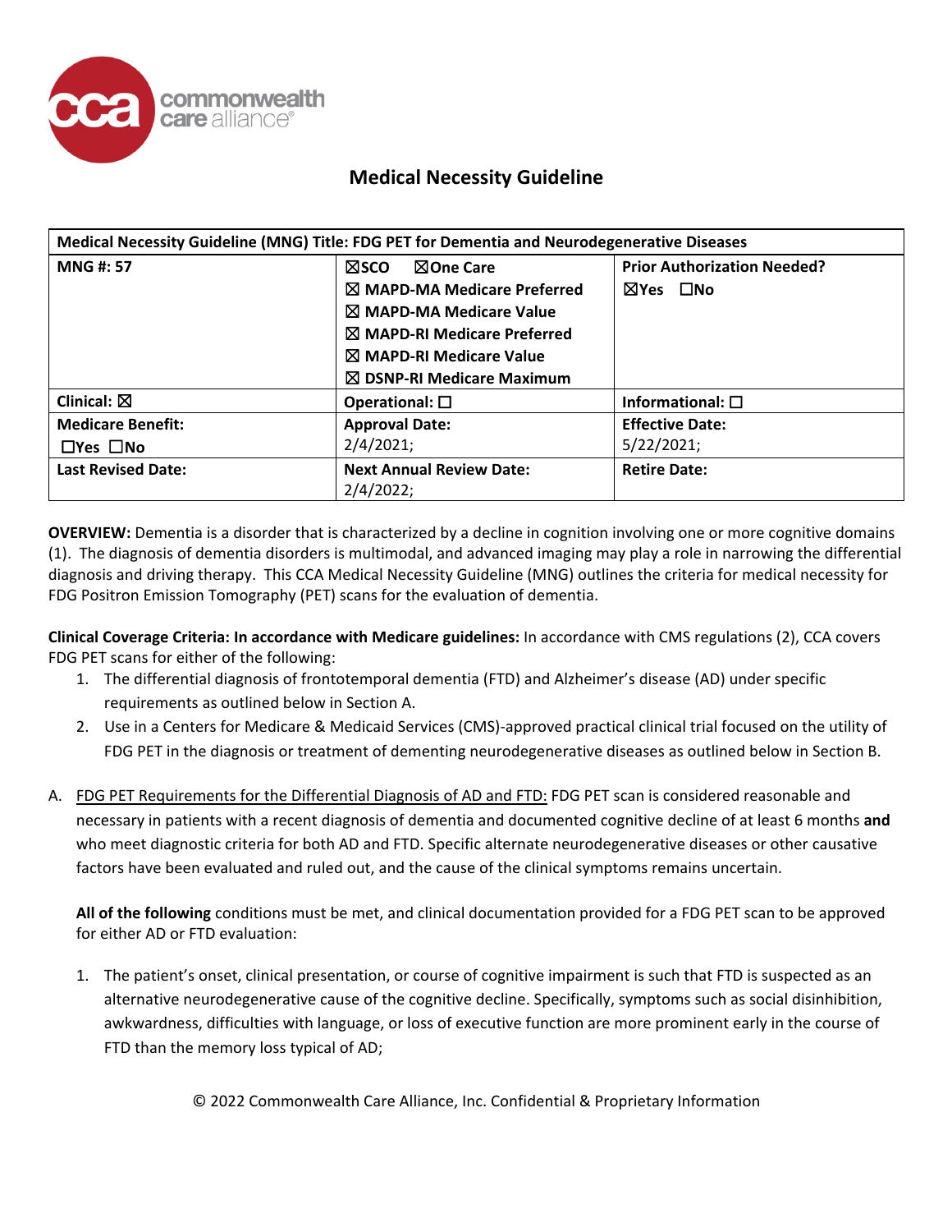# Medical Necessity Guideline

| Medical Necessity Guideline (MNG) Title: FDG PET for Dementia and Neurodegenerative Diseases | | |
|---|---|---|
| **MNG #: 57** | ☒SCO ☒One Care<br>☒ MAPD-MA Medicare Preferred<br>☒ MAPD-MA Medicare Value<br>☒ MAPD-RI Medicare Preferred<br>☒ MAPD-RI Medicare Value<br>☒ DSNP-RI Medicare Maximum | **Prior Authorization Needed?**<br>☒Yes ☐No |
| **Clinical:** ☒ | **Operational:** ☐ | **Informational:** ☐ |
| **Medicare Benefit:**<br>☐Yes ☐No | **Approval Date:**<br>2/4/2021; | **Effective Date:**<br>5/22/2021; |
| **Last Revised Date:** | **Next Annual Review Date:**<br>2/4/2022; | **Retire Date:** |

**OVERVIEW:** Dementia is a disorder that is characterized by a decline in cognition involving one or more cognitive domains (1). The diagnosis of dementia disorders is multimodal, and advanced imaging may play a role in narrowing the differential diagnosis and driving therapy. This CCA Medical Necessity Guideline (MNG) outlines the criteria for medical necessity for FDG Positron Emission Tomography (PET) scans for the evaluation of dementia.

**Clinical Coverage Criteria: In accordance with Medicare guidelines:** In accordance with CMS regulations (2), CCA covers FDG PET scans for either of the following:

1. The differential diagnosis of frontotemporal dementia (FTD) and Alzheimer's disease (AD) under specific requirements as outlined below in Section A.
2. Use in a Centers for Medicare & Medicaid Services (CMS)-approved practical clinical trial focused on the utility of FDG PET in the diagnosis or treatment of dementing neurodegenerative diseases as outlined below in Section B.

A. FDG PET Requirements for the Differential Diagnosis of AD and FTD: FDG PET scan is considered reasonable and necessary in patients with a recent diagnosis of dementia and documented cognitive decline of at least 6 months **and** who meet diagnostic criteria for both AD and FTD. Specific alternate neurodegenerative diseases or other causative factors have been evaluated and ruled out, and the cause of the clinical symptoms remains uncertain.

   **All of the following** conditions must be met, and clinical documentation provided for a FDG PET scan to be approved for either AD or FTD evaluation:

   1. The patient's onset, clinical presentation, or course of cognitive impairment is such that FTD is suspected as an alternative neurodegenerative cause of the cognitive decline. Specifically, symptoms such as social disinhibition, awkwardness, difficulties with language, or loss of executive function are more prominent early in the course of FTD than the memory loss typical of AD;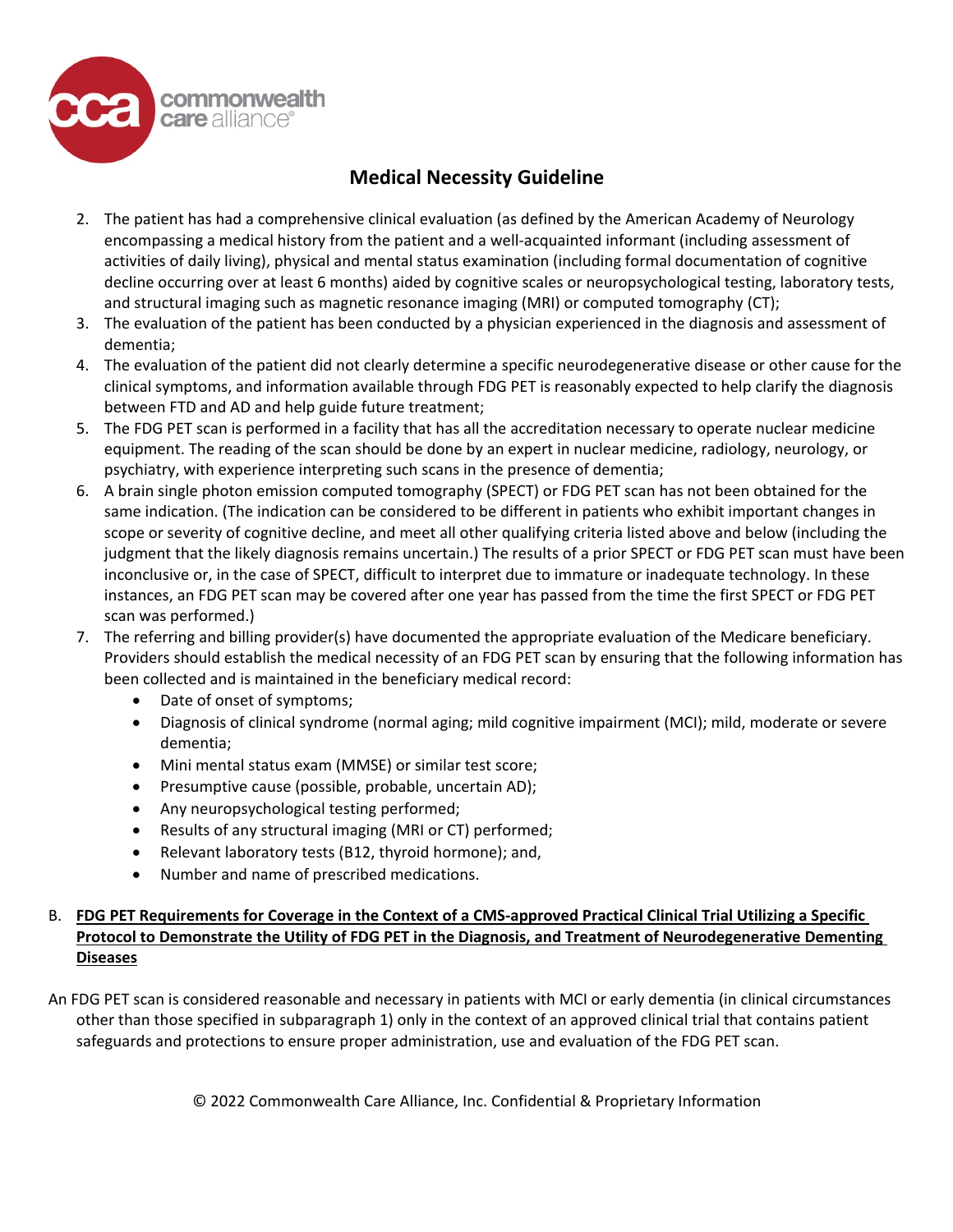## Medical Necessity Guideline

2. The patient has had a comprehensive clinical evaluation (as defined by the American Academy of Neurology encompassing a medical history from the patient and a well-acquainted informant (including assessment of activities of daily living), physical and mental status examination (including formal documentation of cognitive decline occurring over at least 6 months) aided by cognitive scales or neuropsychological testing, laboratory tests, and structural imaging such as magnetic resonance imaging (MRI) or computed tomography (CT);
3. The evaluation of the patient has been conducted by a physician experienced in the diagnosis and assessment of dementia;
4. The evaluation of the patient did not clearly determine a specific neurodegenerative disease or other cause for the clinical symptoms, and information available through FDG PET is reasonably expected to help clarify the diagnosis between FTD and AD and help guide future treatment;
5. The FDG PET scan is performed in a facility that has all the accreditation necessary to operate nuclear medicine equipment. The reading of the scan should be done by an expert in nuclear medicine, radiology, neurology, or psychiatry, with experience interpreting such scans in the presence of dementia;
6. A brain single photon emission computed tomography (SPECT) or FDG PET scan has not been obtained for the same indication. (The indication can be considered to be different in patients who exhibit important changes in scope or severity of cognitive decline, and meet all other qualifying criteria listed above and below (including the judgment that the likely diagnosis remains uncertain.) The results of a prior SPECT or FDG PET scan must have been inconclusive or, in the case of SPECT, difficult to interpret due to immature or inadequate technology. In these instances, an FDG PET scan may be covered after one year has passed from the time the first SPECT or FDG PET scan was performed.)
7. The referring and billing provider(s) have documented the appropriate evaluation of the Medicare beneficiary. Providers should establish the medical necessity of an FDG PET scan by ensuring that the following information has been collected and is maintained in the beneficiary medical record:
   - Date of onset of symptoms;
   - Diagnosis of clinical syndrome (normal aging; mild cognitive impairment (MCI); mild, moderate or severe dementia;
   - Mini mental status exam (MMSE) or similar test score;
   - Presumptive cause (possible, probable, uncertain AD);
   - Any neuropsychological testing performed;
   - Results of any structural imaging (MRI or CT) performed;
   - Relevant laboratory tests (B12, thyroid hormone); and,
   - Number and name of prescribed medications.

B. **FDG PET Requirements for Coverage in the Context of a CMS-approved Practical Clinical Trial Utilizing a Specific Protocol to Demonstrate the Utility of FDG PET in the Diagnosis, and Treatment of Neurodegenerative Dementing Diseases**

An FDG PET scan is considered reasonable and necessary in patients with MCI or early dementia (in clinical circumstances other than those specified in subparagraph 1) only in the context of an approved clinical trial that contains patient safeguards and protections to ensure proper administration, use and evaluation of the FDG PET scan.

© 2022 Commonwealth Care Alliance, Inc. Confidential & Proprietary Information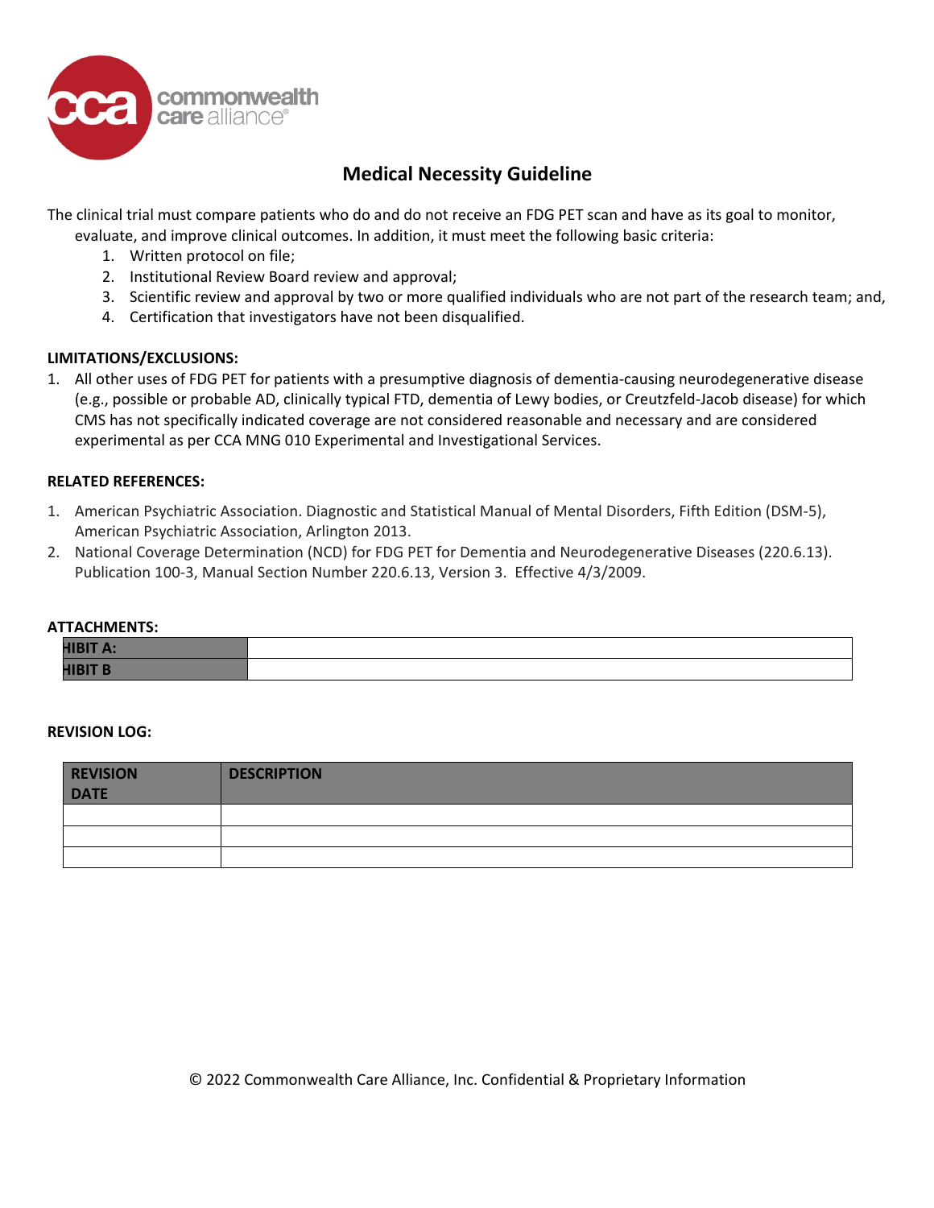## Medical Necessity Guideline

The clinical trial must compare patients who do and do not receive an FDG PET scan and have as its goal to monitor, evaluate, and improve clinical outcomes. In addition, it must meet the following basic criteria:

1. Written protocol on file;
2. Institutional Review Board review and approval;
3. Scientific review and approval by two or more qualified individuals who are not part of the research team; and,
4. Certification that investigators have not been disqualified.

**LIMITATIONS/EXCLUSIONS:**

1. All other uses of FDG PET for patients with a presumptive diagnosis of dementia-causing neurodegenerative disease (e.g., possible or probable AD, clinically typical FTD, dementia of Lewy bodies, or Creutzfeld-Jacob disease) for which CMS has not specifically indicated coverage are not considered reasonable and necessary and are considered experimental as per CCA MNG 010 Experimental and Investigational Services.

**RELATED REFERENCES:**

1. American Psychiatric Association. Diagnostic and Statistical Manual of Mental Disorders, Fifth Edition (DSM-5), American Psychiatric Association, Arlington 2013.
2. National Coverage Determination (NCD) for FDG PET for Dementia and Neurodegenerative Diseases (220.6.13). Publication 100-3, Manual Section Number 220.6.13, Version 3. Effective 4/3/2009.

**ATTACHMENTS:**

| HIBIT A: | |
|---|---|
| HIBIT B | |

**REVISION LOG:**

| REVISION DATE | DESCRIPTION |
|---|---|
| | |
| | |
| | |

© 2022 Commonwealth Care Alliance, Inc. Confidential & Proprietary Information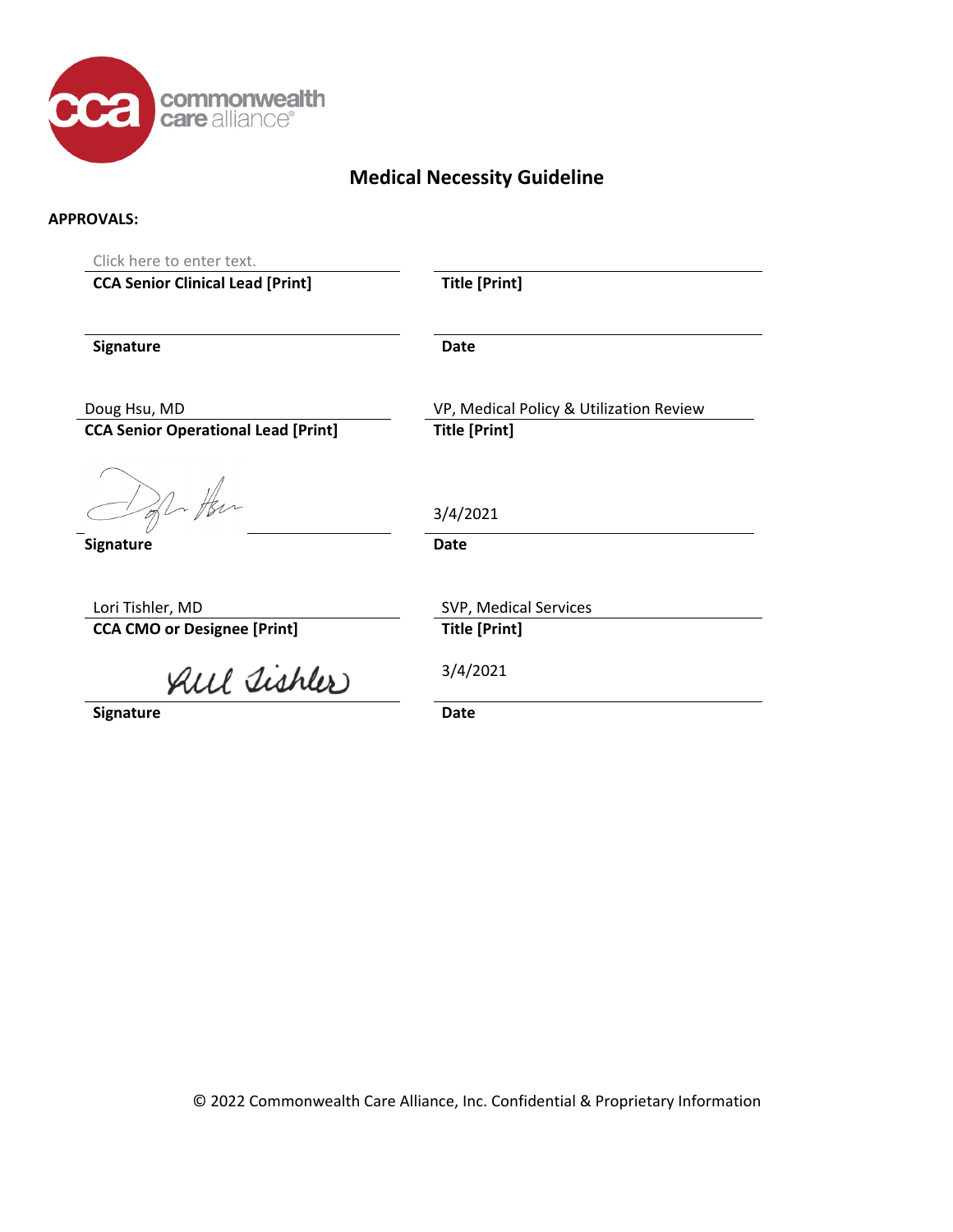# Medical Necessity Guideline

**APPROVALS:**

| | |
|---|---|
| Click here to enter text. | |
| **CCA Senior Clinical Lead [Print]** | **Title [Print]** |
| | |
| **Signature** | **Date** |
| Doug Hsu, MD | VP, Medical Policy & Utilization Review |
| **CCA Senior Operational Lead [Print]** | **Title [Print]** |
| | 3/4/2021 |
| **Signature** | **Date** |
| Lori Tishler, MD | SVP, Medical Services |
| **CCA CMO or Designee [Print]** | **Title [Print]** |
| | 3/4/2021 |
| **Signature** | **Date** |

© 2022 Commonwealth Care Alliance, Inc. Confidential & Proprietary Information